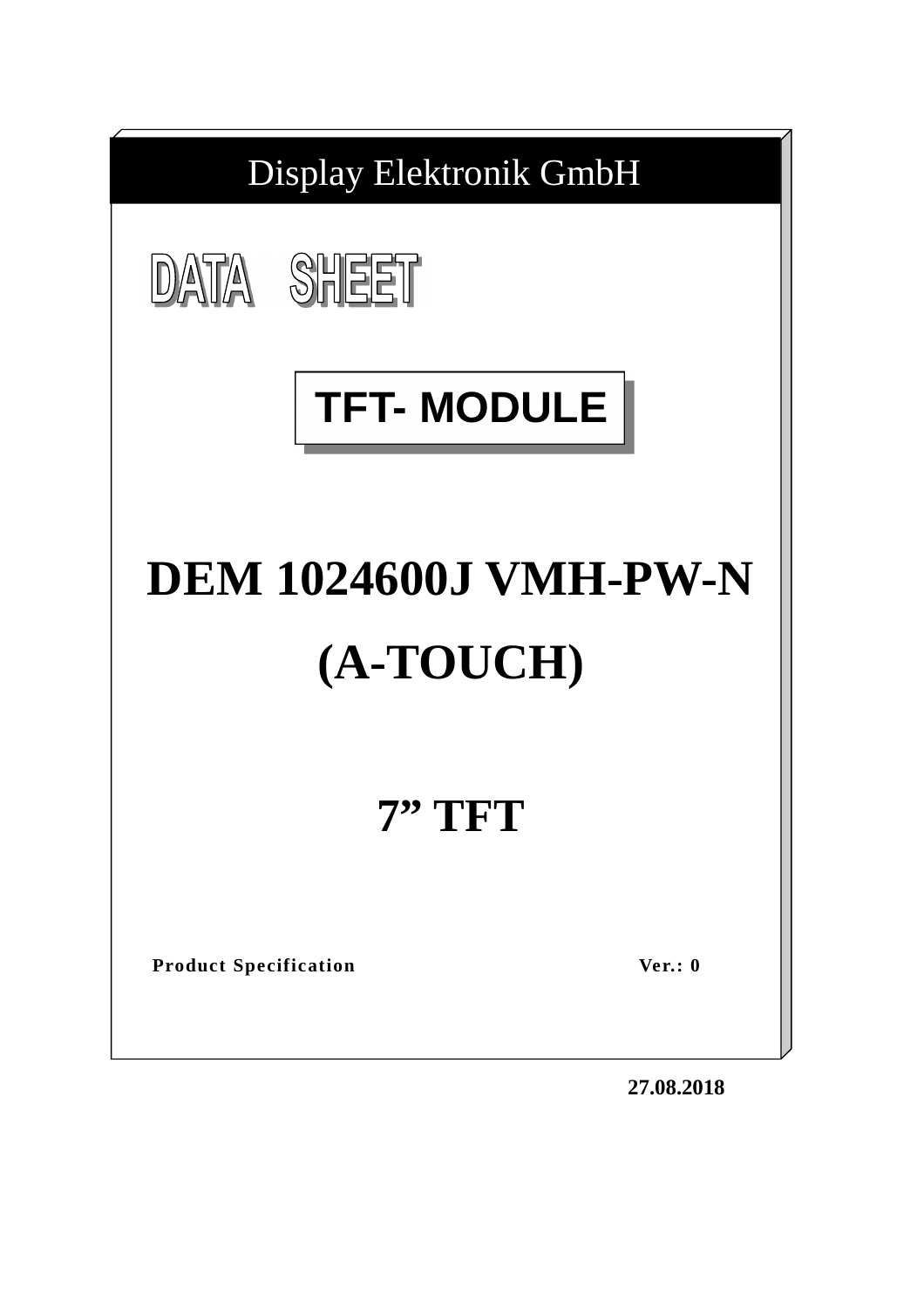Display Elektronik GmbH

# DATA SHEET

## TFT- MODULE

# DEM 1024600J VMH-PW-N

# (A-TOUCH)

# 7” TFT

**Product Specification** **Ver.: 0**

**27.08.2018**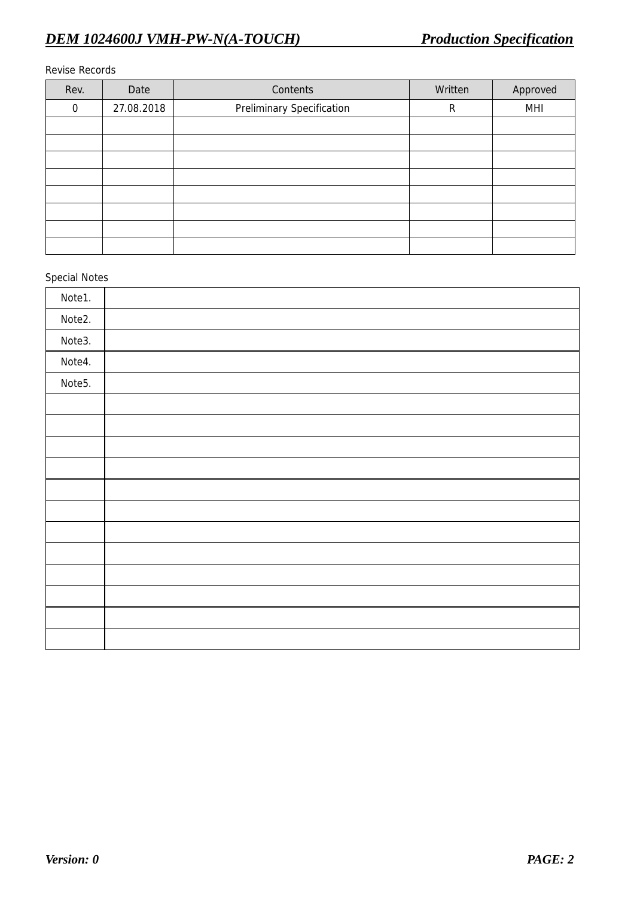Revise Records

| Rev. | Date | Contents | Written | Approved |
|---|---|---|---|---|
| 0 | 27.08.2018 | Preliminary Specification | R | MHI |
| | | | | |
| | | | | |
| | | | | |
| | | | | |
| | | | | |
| | | | | |
| | | | | |
| | | | | |

Special Notes

| | |
|---|---|
| Note1. | |
| Note2. | |
| Note3. | |
| Note4. | |
| Note5. | |
| | |
| | |
| | |
| | |
| | |
| | |
| | |
| | |
| | |
| | |
| | |
| | |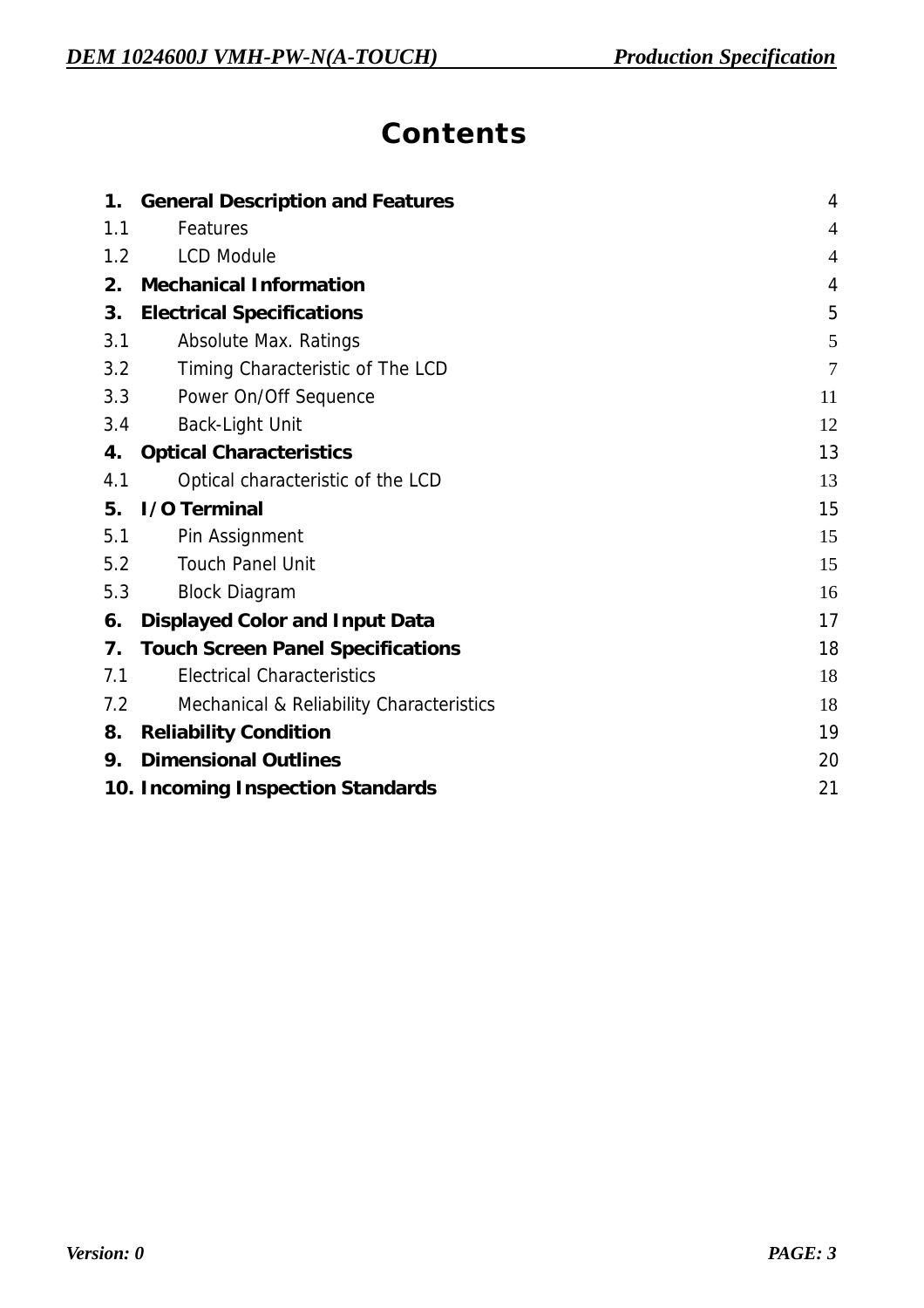# Contents

| | | |
|---|---|---|
| **1.** | **General Description and Features** | 4 |
| 1.1 | Features | 4 |
| 1.2 | LCD Module | 4 |
| **2.** | **Mechanical Information** | 4 |
| **3.** | **Electrical Specifications** | 5 |
| 3.1 | Absolute Max. Ratings | 5 |
| 3.2 | Timing Characteristic of The LCD | 7 |
| 3.3 | Power On/Off Sequence | 11 |
| 3.4 | Back-Light Unit | 12 |
| **4.** | **Optical Characteristics** | 13 |
| 4.1 | Optical characteristic of the LCD | 13 |
| **5.** | **I/O Terminal** | 15 |
| 5.1 | Pin Assignment | 15 |
| 5.2 | Touch Panel Unit | 15 |
| 5.3 | Block Diagram | 16 |
| **6.** | **Displayed Color and Input Data** | 17 |
| **7.** | **Touch Screen Panel Specifications** | 18 |
| 7.1 | Electrical Characteristics | 18 |
| 7.2 | Mechanical & Reliability Characteristics | 18 |
| **8.** | **Reliability Condition** | 19 |
| **9.** | **Dimensional Outlines** | 20 |
| **10.** | **Incoming Inspection Standards** | 21 |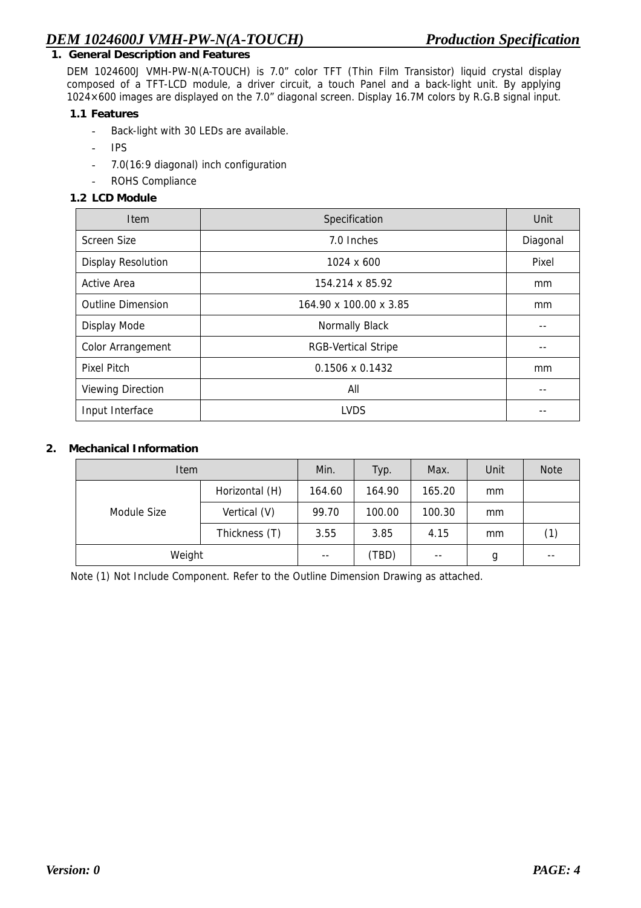## 1. General Description and Features

DEM 1024600J VMH-PW-N(A-TOUCH) is 7.0" color TFT (Thin Film Transistor) liquid crystal display composed of a TFT-LCD module, a driver circuit, a touch Panel and a back-light unit. By applying 1024×600 images are displayed on the 7.0" diagonal screen. Display 16.7M colors by R.G.B signal input.

### 1.1 Features

- Back-light with 30 LEDs are available.
- IPS
- 7.0(16:9 diagonal) inch configuration
- ROHS Compliance

### 1.2 LCD Module

| Item | Specification | Unit |
|---|---|---|
| Screen Size | 7.0 Inches | Diagonal |
| Display Resolution | 1024 x 600 | Pixel |
| Active Area | 154.214 x 85.92 | mm |
| Outline Dimension | 164.90 x 100.00 x 3.85 | mm |
| Display Mode | Normally Black | -- |
| Color Arrangement | RGB-Vertical Stripe | -- |
| Pixel Pitch | 0.1506 x 0.1432 | mm |
| Viewing Direction | All | -- |
| Input Interface | LVDS | -- |

## 2. Mechanical Information

| Item | | Min. | Typ. | Max. | Unit | Note |
|---|---|---|---|---|---|---|
| Module Size | Horizontal (H) | 164.60 | 164.90 | 165.20 | mm | |
| | Vertical (V) | 99.70 | 100.00 | 100.30 | mm | |
| | Thickness (T) | 3.55 | 3.85 | 4.15 | mm | (1) |
| Weight | | -- | (TBD) | -- | g | -- |

Note (1) Not Include Component. Refer to the Outline Dimension Drawing as attached.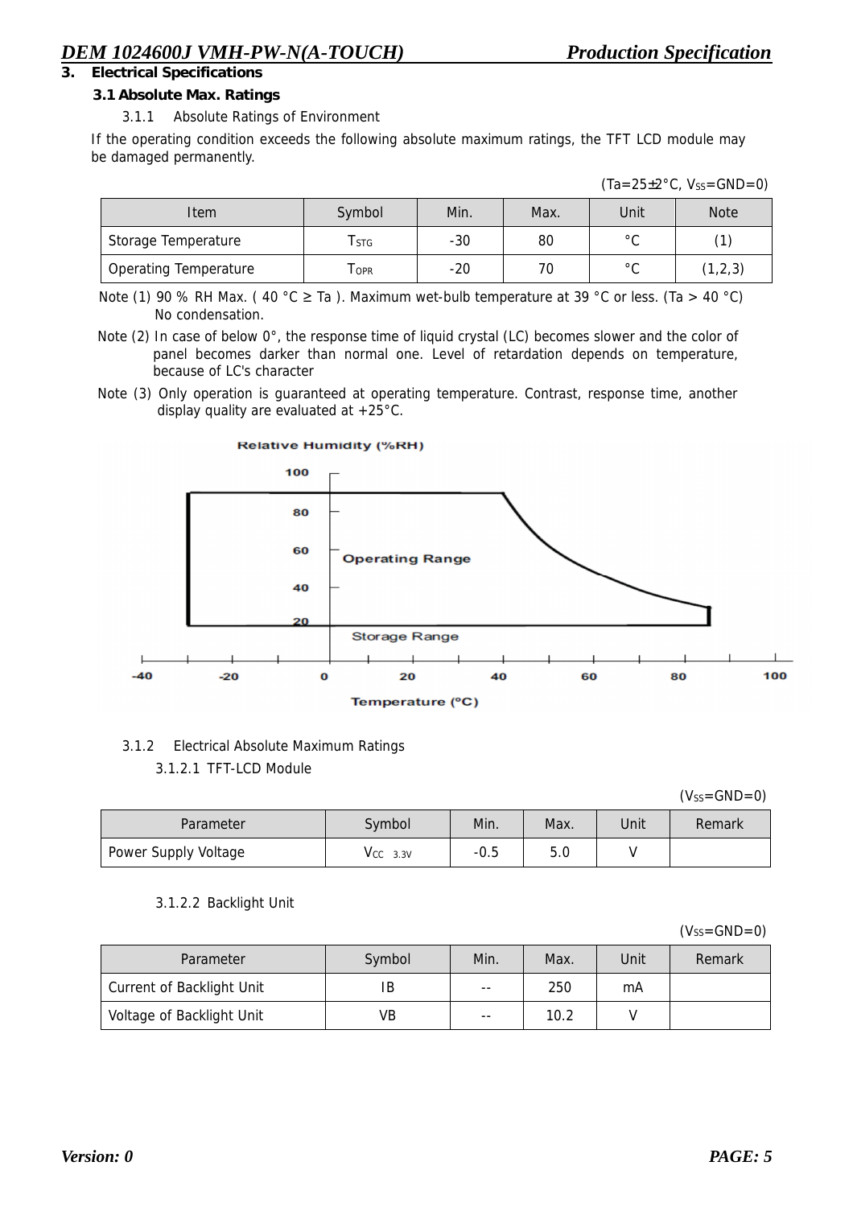# 3. Electrical Specifications

## 3.1 Absolute Max. Ratings

### 3.1.1 Absolute Ratings of Environment

If the operating condition exceeds the following absolute maximum ratings, the TFT LCD module may be damaged permanently.

(Ta=25±2°C, $V_{SS}$=GND=0)

| Item | Symbol | Min. | Max. | Unit | Note |
|---|---|---|---|---|---|
| Storage Temperature | $T_{STG}$ | -30 | 80 | °C | (1) |
| Operating Temperature | $T_{OPR}$ | -20 | 70 | °C | (1,2,3) |

Note (1) 90 % RH Max. ( 40 °C ≥ Ta ). Maximum wet-bulb temperature at 39 °C or less. (Ta > 40 °C) No condensation.

Note (2) In case of below 0°, the response time of liquid crystal (LC) becomes slower and the color of panel becomes darker than normal one. Level of retardation depends on temperature, because of LC's character

Note (3) Only operation is guaranteed at operating temperature. Contrast, response time, another display quality are evaluated at +25°C.

### 3.1.2 Electrical Absolute Maximum Ratings

#### 3.1.2.1 TFT-LCD Module

($V_{SS}$=GND=0)

| Parameter | Symbol | Min. | Max. | Unit | Remark |
|---|---|---|---|---|---|
| Power Supply Voltage | $V_{CC\ 3.3V}$ | -0.5 | 5.0 | V | |

#### 3.1.2.2 Backlight Unit

($V_{SS}$=GND=0)

| Parameter | Symbol | Min. | Max. | Unit | Remark |
|---|---|---|---|---|---|
| Current of Backlight Unit | IB | -- | 250 | mA | |
| Voltage of Backlight Unit | VB | -- | 10.2 | V | |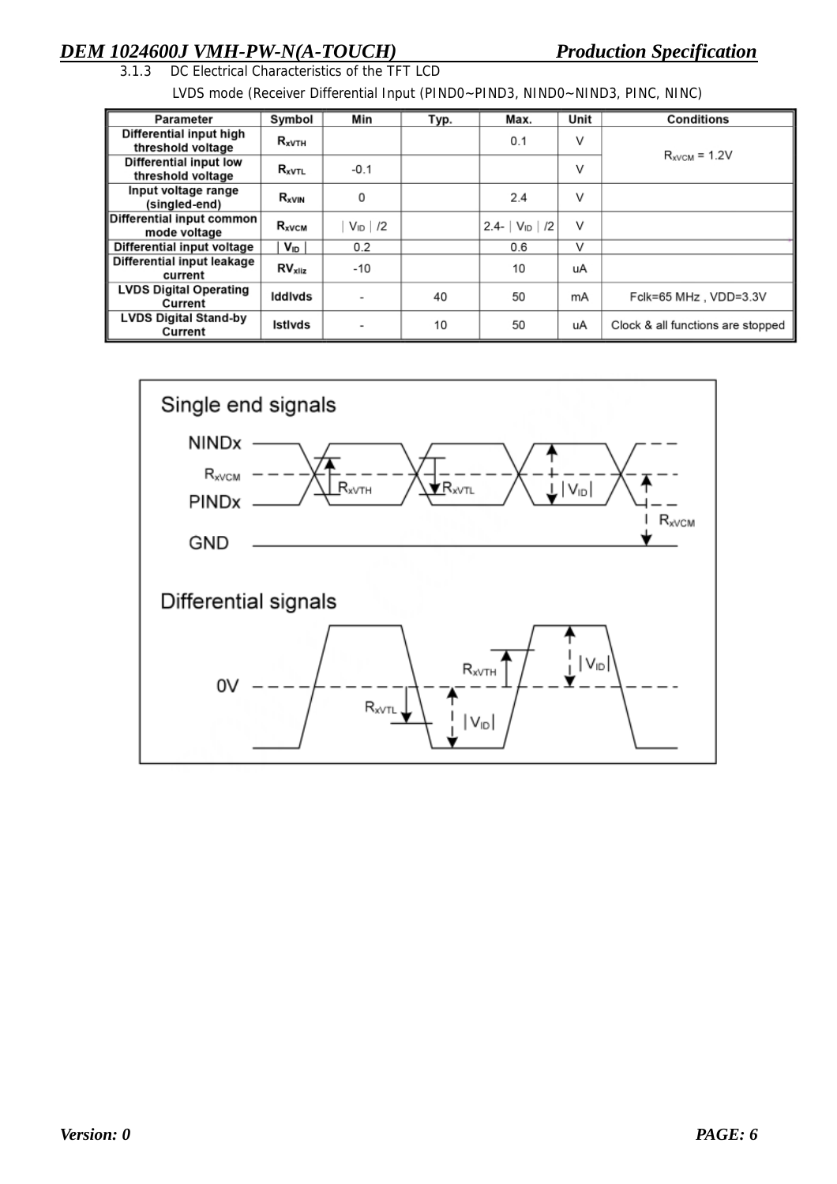### 3.1.3 DC Electrical Characteristics of the TFT LCD

LVDS mode (Receiver Differential Input (PIND0~PIND3, NIND0~NIND3, PINC, NINC)

| Parameter | Symbol | Min | Typ. | Max. | Unit | Conditions |
|---|---|---|---|---|---|---|
| Differential input high threshold voltage | $R_{xVTH}$ | | | 0.1 | V | $R_{xVCM}$ = 1.2V |
| Differential input low threshold voltage | $R_{xVTL}$ | -0.1 | | | V | |
| Input voltage range (singled-end) | $R_{xVIN}$ | 0 | | 2.4 | V | |
| Differential input common mode voltage | $R_{xVCM}$ | $\|V_{ID}\|/2$ | | $2.4-\|V_{ID}\|/2$ | V | |
| Differential input voltage | $\|V_{ID}\|$ | 0.2 | | 0.6 | V | |
| Differential input leakage current | $RV_{xliz}$ | -10 | | 10 | uA | |
| LVDS Digital Operating Current | Iddlvds | - | 40 | 50 | mA | Fclk=65 MHz , VDD=3.3V |
| LVDS Digital Stand-by Current | Istlvds | - | 10 | 50 | uA | Clock & all functions are stopped |

Single end signals

Differential signals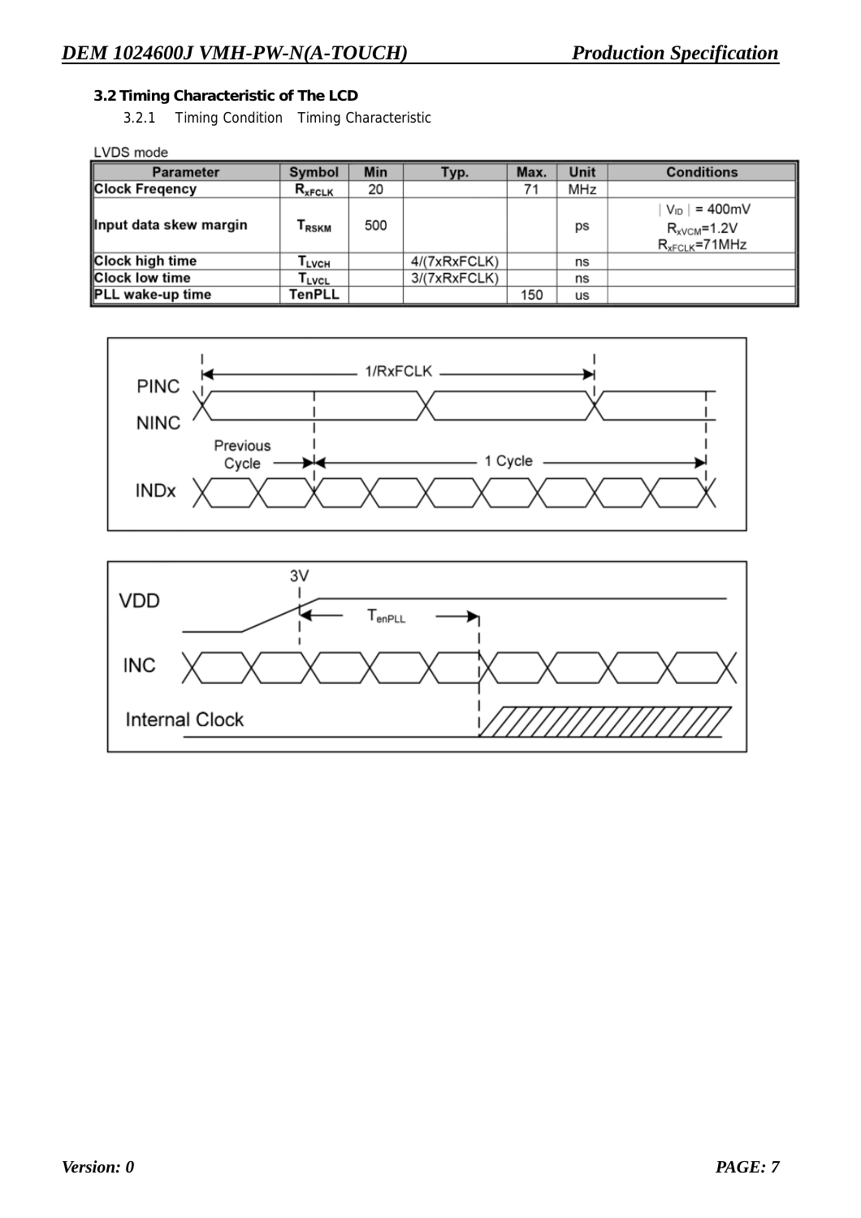### 3.2 Timing Characteristic of The LCD

3.2.1 Timing Condition Timing Characteristic

LVDS mode

| Parameter | Symbol | Min | Typ. | Max. | Unit | Conditions |
|---|---|---|---|---|---|---|
| Clock Freqency | $R_{xFCLK}$ | 20 | | 71 | MHz | |
| Input data skew margin | $T_{RSKM}$ | 500 | | | ps | $\mid V_{ID} \mid$ = 400mV $R_{xVCM}$=1.2V $R_{xFCLK}$=71MHz |
| Clock high time | $T_{LVCH}$ | | 4/(7xRxFCLK) | | ns | |
| Clock low time | $T_{LVCL}$ | | 3/(7xRxFCLK) | | ns | |
| PLL wake-up time | TenPLL | | | 150 | us | |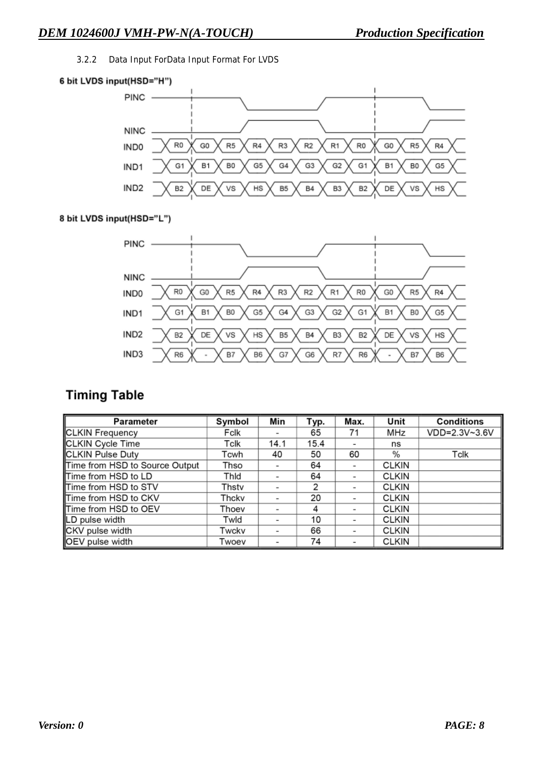3.2.2 Data Input ForData Input Format For LVDS

**6 bit LVDS input(HSD="H")**

| Signal | | | | | | | | | | | |
|---|---|---|---|---|---|---|---|---|---|---|---|
| IND0 | R0 | G0 | R5 | R4 | R3 | R2 | R1 | R0 | G0 | R5 | R4 |
| IND1 | G1 | B1 | B0 | G5 | G4 | G3 | G2 | G1 | B1 | B0 | G5 |
| IND2 | B2 | DE | VS | HS | B5 | B4 | B3 | B2 | DE | VS | HS |

**8 bit LVDS input(HSD="L")**

| Signal | | | | | | | | | | | |
|---|---|---|---|---|---|---|---|---|---|---|---|
| IND0 | R0 | G0 | R5 | R4 | R3 | R2 | R1 | R0 | G0 | R5 | R4 |
| IND1 | G1 | B1 | B0 | G5 | G4 | G3 | G2 | G1 | B1 | B0 | G5 |
| IND2 | B2 | DE | VS | HS | B5 | B4 | B3 | B2 | DE | VS | HS |
| IND3 | R6 | - | B7 | B6 | G7 | G6 | R7 | R6 | - | B7 | B6 |

## Timing Table

| Parameter | Symbol | Min | Typ. | Max. | Unit | Conditions |
|---|---|---|---|---|---|---|
| CLKIN Frequency | Fclk | - | 65 | 71 | MHz | VDD=2.3V~3.6V |
| CLKIN Cycle Time | Tclk | 14.1 | 15.4 | - | ns | |
| CLKIN Pulse Duty | Tcwh | 40 | 50 | 60 | % | Tclk |
| Time from HSD to Source Output | Thso | - | 64 | - | CLKIN | |
| Time from HSD to LD | Thld | - | 64 | - | CLKIN | |
| Time from HSD to STV | Thstv | - | 2 | - | CLKIN | |
| Time from HSD to CKV | Thckv | - | 20 | - | CLKIN | |
| Time from HSD to OEV | Thoev | - | 4 | - | CLKIN | |
| LD pulse width | Twld | - | 10 | - | CLKIN | |
| CKV pulse width | Twckv | - | 66 | - | CLKIN | |
| OEV pulse width | Twoev | - | 74 | - | CLKIN | |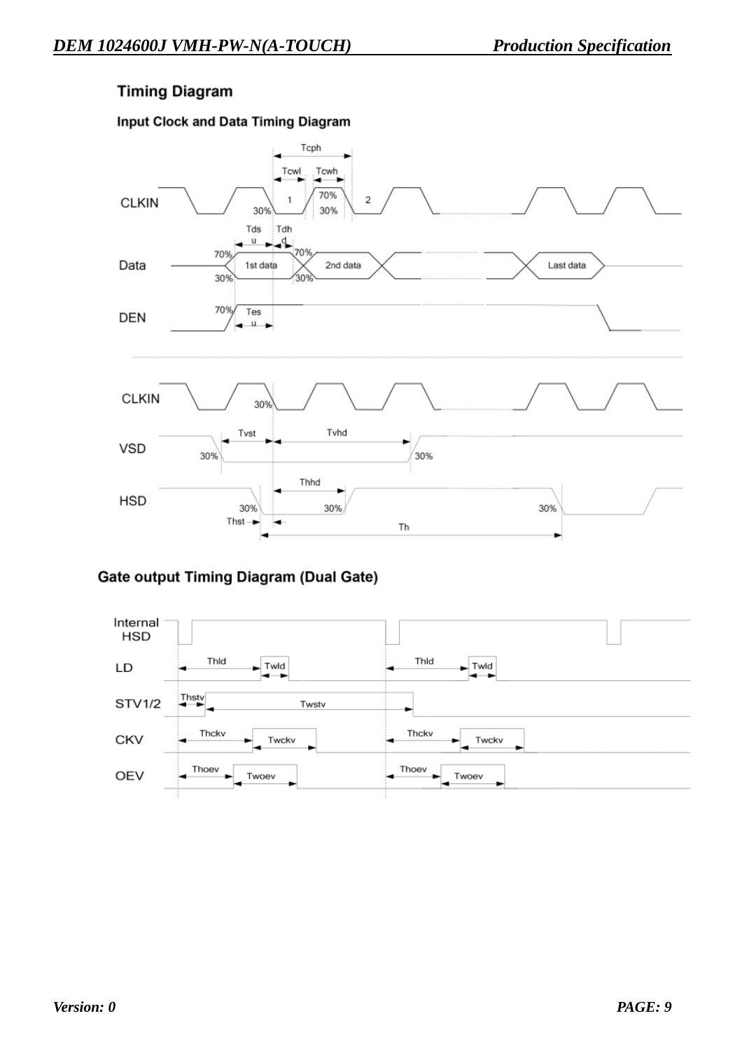## Timing Diagram

### Input Clock and Data Timing Diagram

### Gate output Timing Diagram (Dual Gate)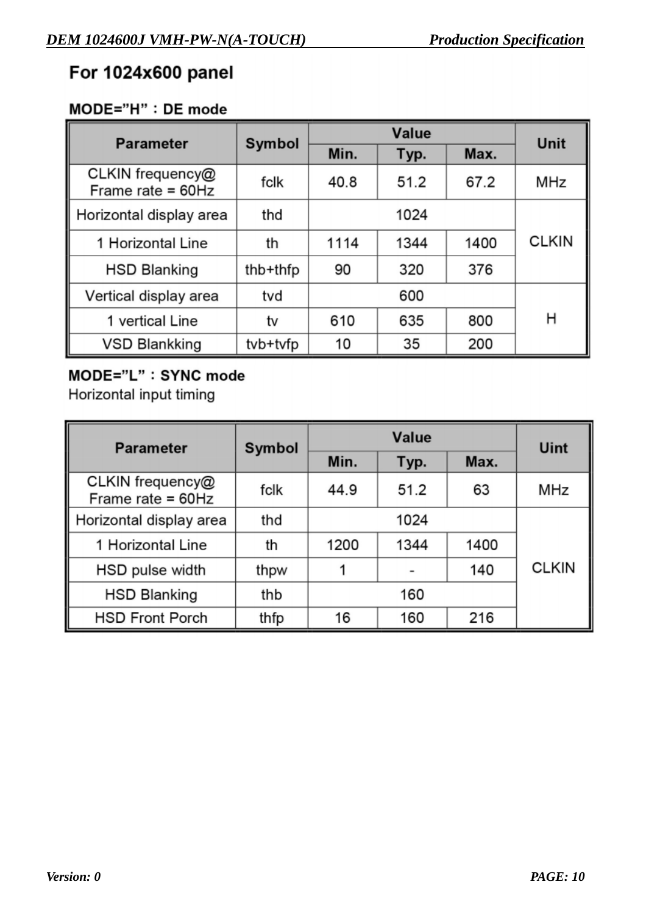# For 1024x600 panel

**MODE="H"：DE mode**

| Parameter | Symbol | Value | | | Unit |
|---|---|---|---|---|---|
| | | Min. | Typ. | Max. | |
| CLKIN frequency@ Frame rate = 60Hz | fclk | 40.8 | 51.2 | 67.2 | MHz |
| Horizontal display area | thd | 1024 | | | CLKIN |
| 1 Horizontal Line | th | 1114 | 1344 | 1400 | |
| HSD Blanking | thb+thfp | 90 | 320 | 376 | |
| Vertical display area | tvd | 600 | | | H |
| 1 vertical Line | tv | 610 | 635 | 800 | |
| VSD Blankking | tvb+tvfp | 10 | 35 | 200 | |

**MODE="L"：SYNC mode**

Horizontal input timing

| Parameter | Symbol | Value | | | Uint |
|---|---|---|---|---|---|
| | | Min. | Typ. | Max. | |
| CLKIN frequency@ Frame rate = 60Hz | fclk | 44.9 | 51.2 | 63 | MHz |
| Horizontal display area | thd | 1024 | | | CLKIN |
| 1 Horizontal Line | th | 1200 | 1344 | 1400 | |
| HSD pulse width | thpw | 1 | - | 140 | |
| HSD Blanking | thb | 160 | | | |
| HSD Front Porch | thfp | 16 | 160 | 216 | |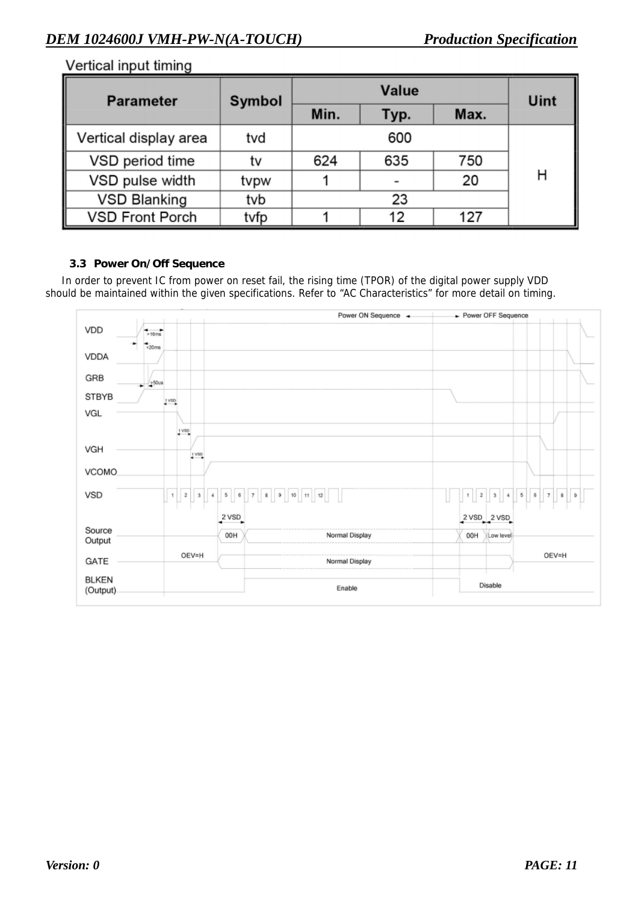Vertical input timing

| Parameter | Symbol | Value | | | Uint |
|---|---|---|---|---|---|
| | | Min. | Typ. | Max. | |
| Vertical display area | tvd | 600 | | | H |
| VSD period time | tv | 624 | 635 | 750 | H |
| VSD pulse width | tvpw | 1 | - | 20 | H |
| VSD Blanking | tvb | 23 | | | H |
| VSD Front Porch | tvfp | 1 | 12 | 127 | H |

### 3.3 Power On/Off Sequence

In order to prevent IC from power on reset fail, the rising time (TPOR) of the digital power supply VDD should be maintained within the given specifications. Refer to “AC Characteristics” for more detail on timing.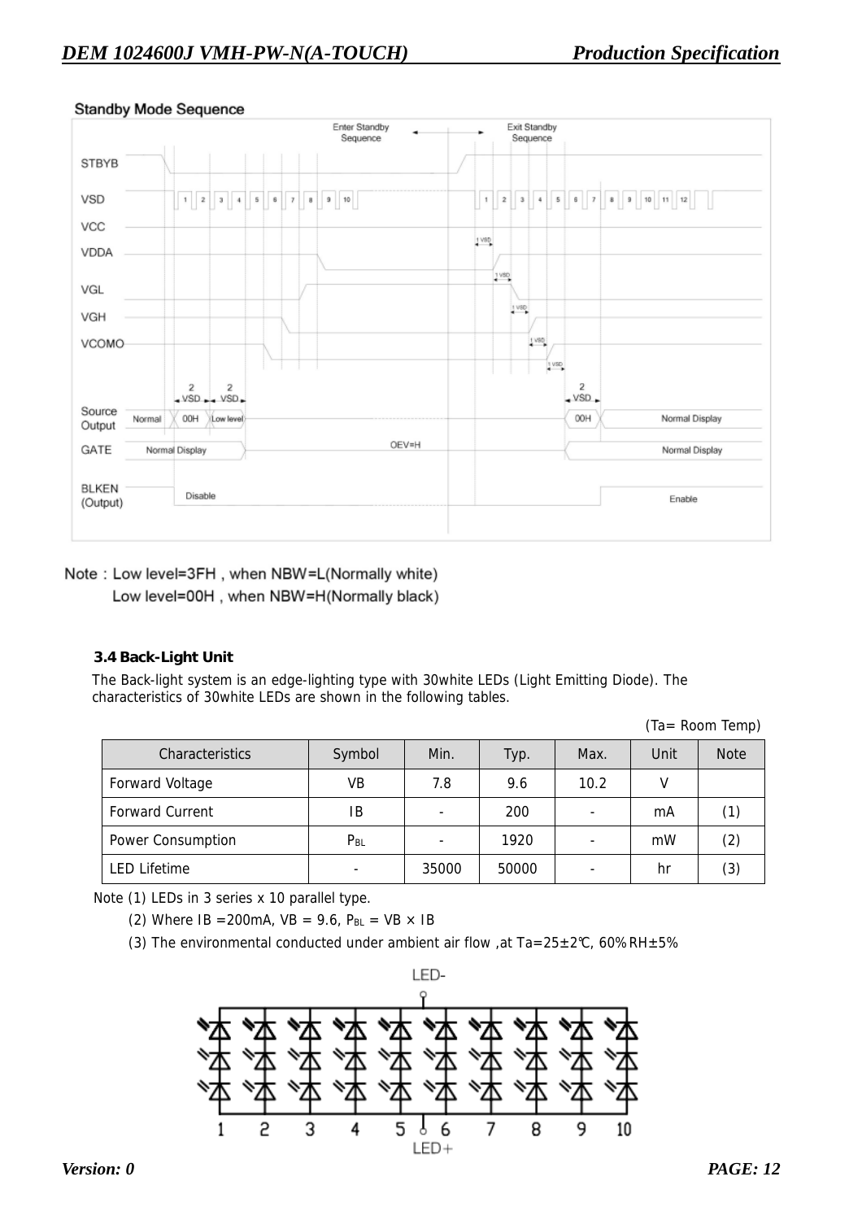**Standby Mode Sequence**

Note : Low level=3FH , when NBW=L(Normally white)

Low level=00H , when NBW=H(Normally black)

### 3.4 Back-Light Unit

The Back-light system is an edge-lighting type with 30white LEDs (Light Emitting Diode). The characteristics of 30white LEDs are shown in the following tables.

(Ta= Room Temp)

| Characteristics | Symbol | Min. | Typ. | Max. | Unit | Note |
|---|---|---|---|---|---|---|
| Forward Voltage | VB | 7.8 | 9.6 | 10.2 | V | |
| Forward Current | IB | - | 200 | - | mA | (1) |
| Power Consumption | $P_{BL}$ | - | 1920 | - | mW | (2) |
| LED Lifetime | - | 35000 | 50000 | - | hr | (3) |

Note (1) LEDs in 3 series x 10 parallel type.

(2) Where IB =200mA, VB = 9.6, $P_{BL}$ = VB × IB

(3) The environmental conducted under ambient air flow ,at Ta=25±2℃, 60%RH±5%

LED-

1 2 3 4 5 6 7 8 9 10

LED+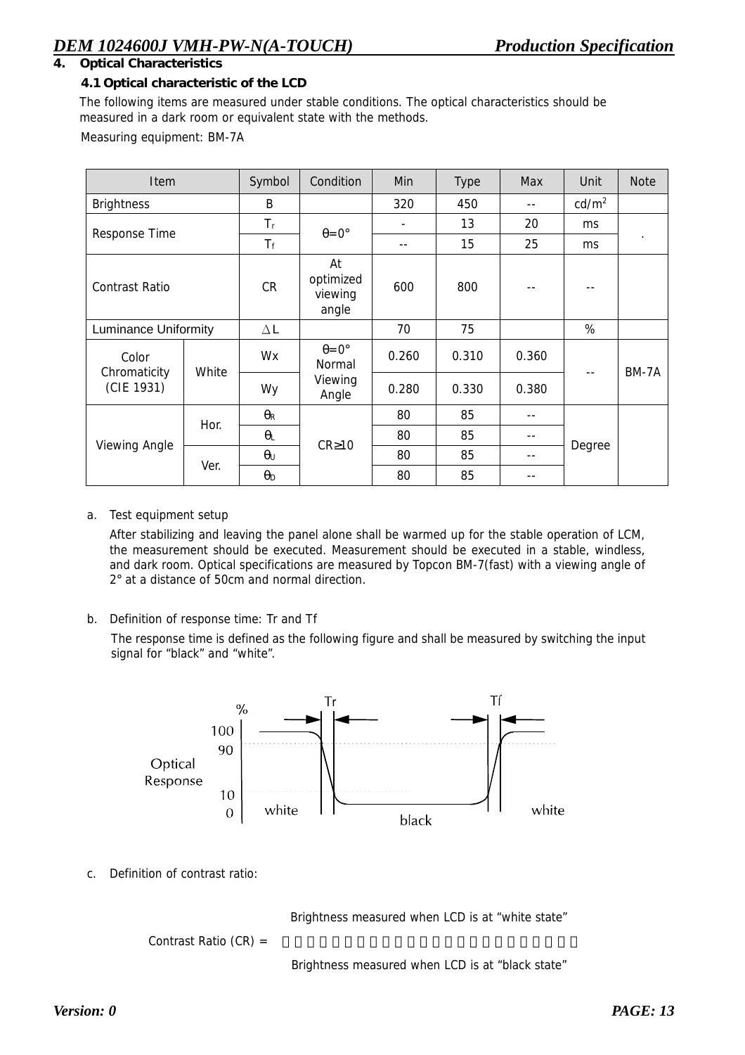## 4. Optical Characteristics

### 4.1 Optical characteristic of the LCD

The following items are measured under stable conditions. The optical characteristics should be measured in a dark room or equivalent state with the methods.

Measuring equipment: BM-7A

| Item | | Symbol | Condition | Min | Type | Max | Unit | Note |
|---|---|---|---|---|---|---|---|---|
| Brightness | | B | | 320 | 450 | -- | cd/m$^2$ | |
| Response Time | | $T_r$ | θ=0° | - | 13 | 20 | ms | . |
| | | $T_f$ | | -- | 15 | 25 | ms | |
| Contrast Ratio | | CR | At optimized viewing angle | 600 | 800 | -- | -- | |
| Luminance Uniformity | | △L | | 70 | 75 | | % | |
| Color Chromaticity (CIE 1931) | White | Wx | θ=0° Normal Viewing Angle | 0.260 | 0.310 | 0.360 | -- | BM-7A |
| | | Wy | | 0.280 | 0.330 | 0.380 | | |
| Viewing Angle | Hor. | $\theta_R$ | CR≥10 | 80 | 85 | -- | Degree | |
| | | $\theta_L$ | | 80 | 85 | -- | | |
| | Ver. | $\theta_U$ | | 80 | 85 | -- | | |
| | | $\theta_D$ | | 80 | 85 | -- | | |

a. Test equipment setup

After stabilizing and leaving the panel alone shall be warmed up for the stable operation of LCM, the measurement should be executed. Measurement should be executed in a stable, windless, and dark room. Optical specifications are measured by Topcon BM-7(fast) with a viewing angle of 2° at a distance of 50cm and normal direction.

b. Definition of response time: Tr and Tf

The response time is defined as the following figure and shall be measured by switching the input signal for "black" and "white".

c. Definition of contrast ratio:

$$\text{Contrast Ratio (CR)} = \frac{\text{Brightness measured when LCD is at "white state"}}{\text{Brightness measured when LCD is at "black state"}}$$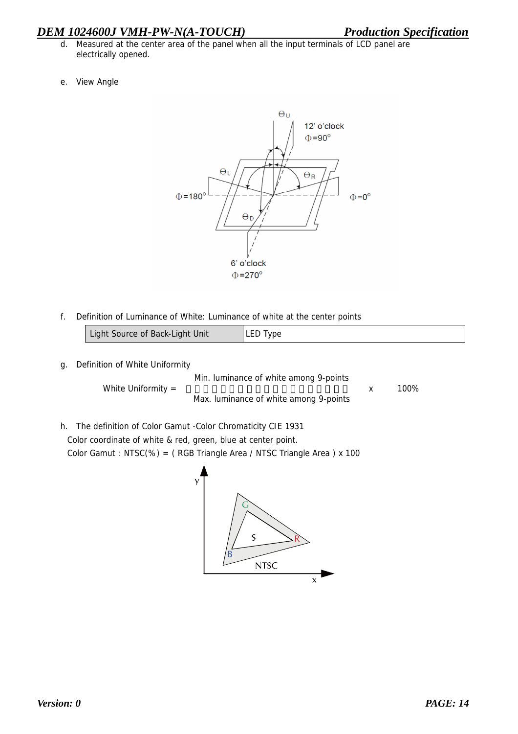d. Measured at the center area of the panel when all the input terminals of LCD panel are electrically opened.

e. View Angle

f. Definition of Luminance of White: Luminance of white at the center points

| Light Source of Back-Light Unit | LED Type |
|---|---|

g. Definition of White Uniformity

$$\text{White Uniformity} = \frac{\text{Min. luminance of white among 9-points}}{\text{Max. luminance of white among 9-points}} \times 100\%$$

h. The definition of Color Gamut -Color Chromaticity CIE 1931

Color coordinate of white & red, green, blue at center point.

Color Gamut : NTSC(%) = ( RGB Triangle Area / NTSC Triangle Area ) x 100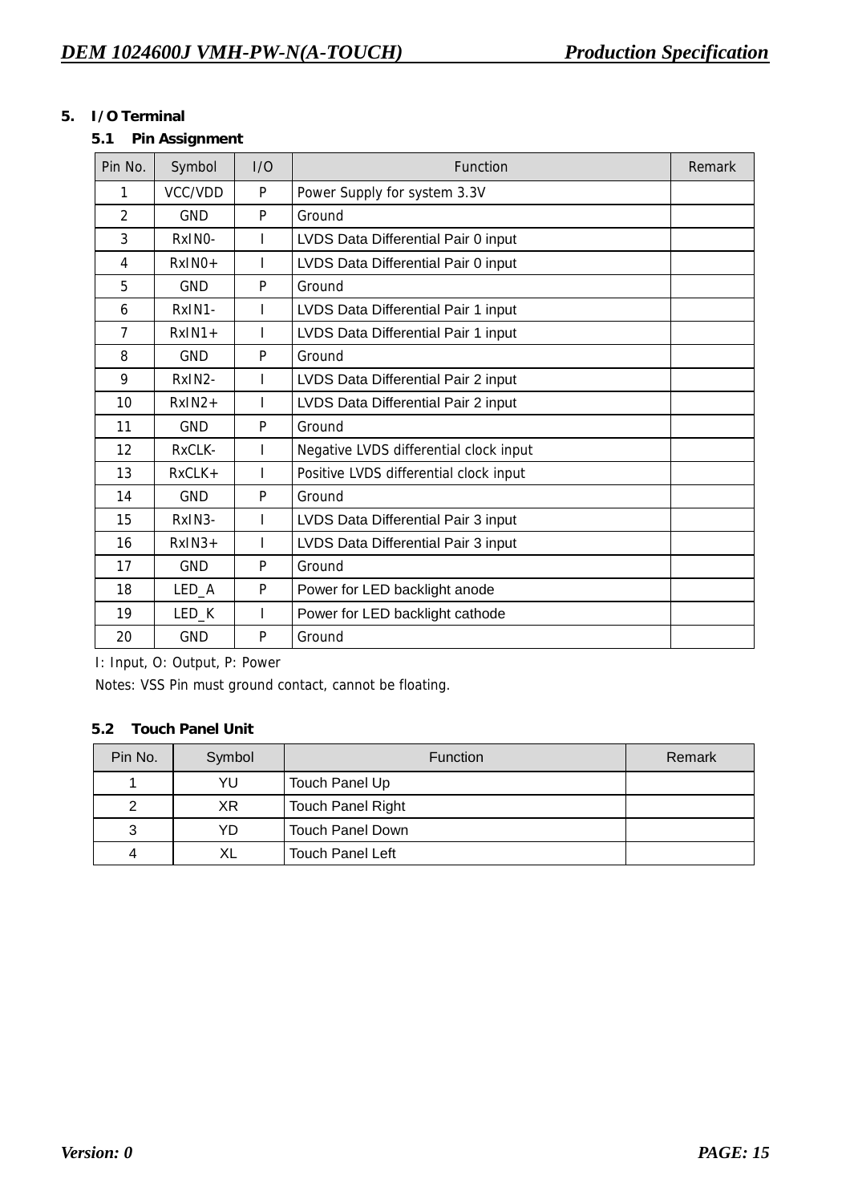## 5. I/O Terminal

### 5.1 Pin Assignment

| Pin No. | Symbol | I/O | Function | Remark |
|---|---|---|---|---|
| 1 | VCC/VDD | P | Power Supply for system 3.3V | |
| 2 | GND | P | Ground | |
| 3 | RxIN0- | I | LVDS Data Differential Pair 0 input | |
| 4 | RxIN0+ | I | LVDS Data Differential Pair 0 input | |
| 5 | GND | P | Ground | |
| 6 | RxIN1- | I | LVDS Data Differential Pair 1 input | |
| 7 | RxIN1+ | I | LVDS Data Differential Pair 1 input | |
| 8 | GND | P | Ground | |
| 9 | RxIN2- | I | LVDS Data Differential Pair 2 input | |
| 10 | RxIN2+ | I | LVDS Data Differential Pair 2 input | |
| 11 | GND | P | Ground | |
| 12 | RxCLK- | I | Negative LVDS differential clock input | |
| 13 | RxCLK+ | I | Positive LVDS differential clock input | |
| 14 | GND | P | Ground | |
| 15 | RxIN3- | I | LVDS Data Differential Pair 3 input | |
| 16 | RxIN3+ | I | LVDS Data Differential Pair 3 input | |
| 17 | GND | P | Ground | |
| 18 | LED_A | P | Power for LED backlight anode | |
| 19 | LED_K | I | Power for LED backlight cathode | |
| 20 | GND | P | Ground | |

I: Input, O: Output, P: Power

Notes: VSS Pin must ground contact, cannot be floating.

### 5.2 Touch Panel Unit

| Pin No. | Symbol | Function | Remark |
|---|---|---|---|
| 1 | YU | Touch Panel Up | |
| 2 | XR | Touch Panel Right | |
| 3 | YD | Touch Panel Down | |
| 4 | XL | Touch Panel Left | |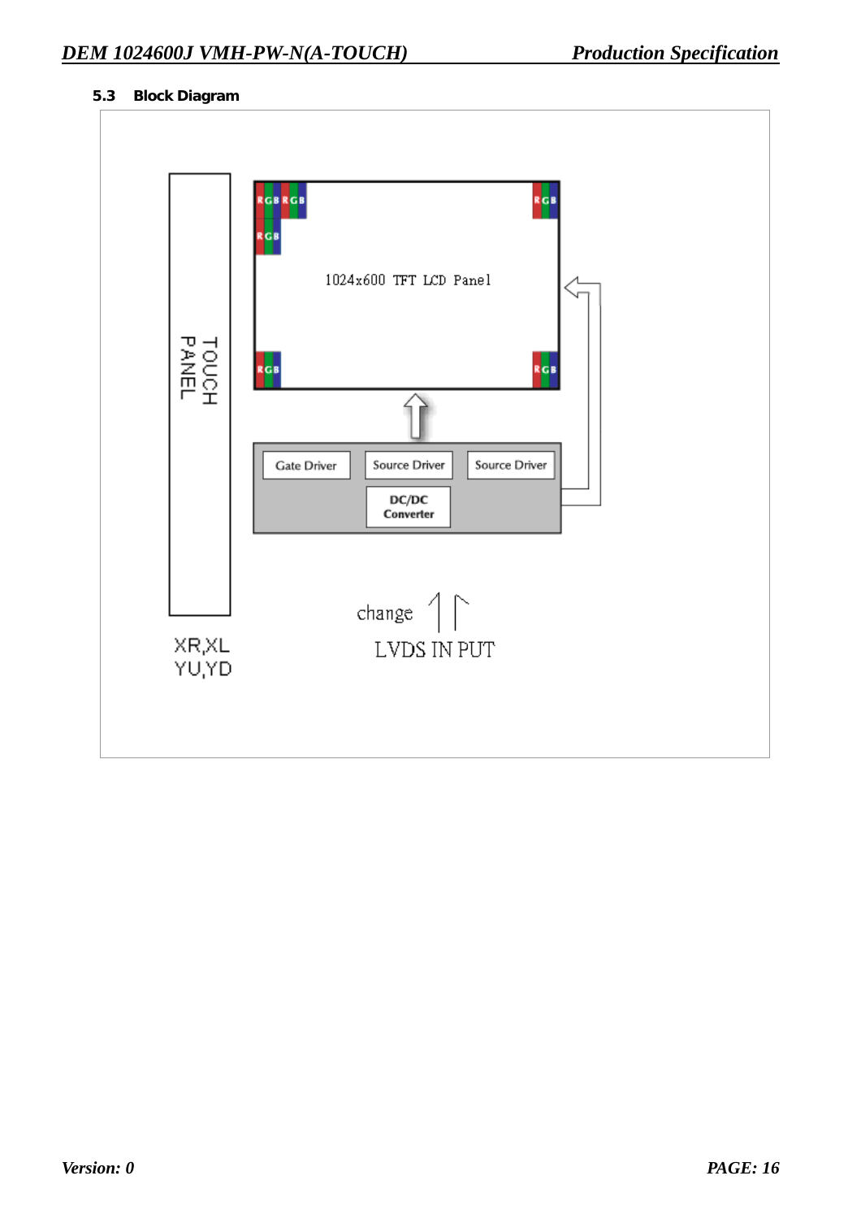### 5.3 Block Diagram

TOUCH PANEL

1024x600 TFT LCD Panel

RGB RGB RGB RGB RGB RGB

Gate Driver | Source Driver | Source Driver

DC/DC Converter

XR,XL
YU,YD

change

LVDS IN PUT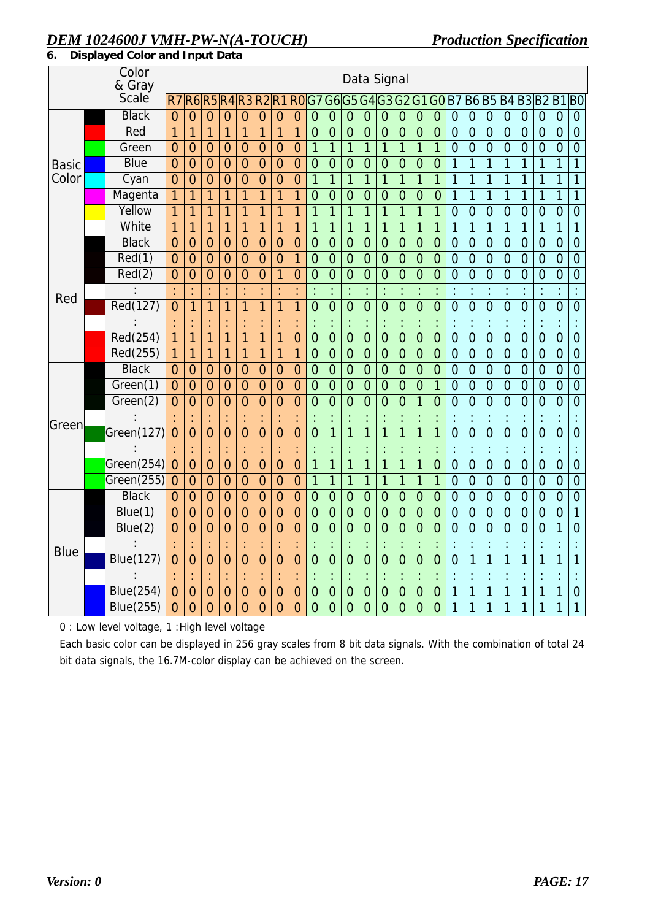## 6. Displayed Color and Input Data

| | | Color & Gray Scale | Data Signal | | | | | | | | | | | | | | | | | | | | | | | |
|---|---|---|---|---|---|---|---|---|---|---|---|---|---|---|---|---|---|---|---|---|---|---|---|---|---|---|
| | | | R7 | R6 | R5 | R4 | R3 | R2 | R1 | R0 | G7 | G6 | G5 | G4 | G3 | G2 | G1 | G0 | B7 | B6 | B5 | B4 | B3 | B2 | B1 | B0 |
| Basic Color | | Black | 0 | 0 | 0 | 0 | 0 | 0 | 0 | 0 | 0 | 0 | 0 | 0 | 0 | 0 | 0 | 0 | 0 | 0 | 0 | 0 | 0 | 0 | 0 | 0 |
| | | Red | 1 | 1 | 1 | 1 | 1 | 1 | 1 | 1 | 0 | 0 | 0 | 0 | 0 | 0 | 0 | 0 | 0 | 0 | 0 | 0 | 0 | 0 | 0 | 0 |
| | | Green | 0 | 0 | 0 | 0 | 0 | 0 | 0 | 0 | 1 | 1 | 1 | 1 | 1 | 1 | 1 | 1 | 0 | 0 | 0 | 0 | 0 | 0 | 0 | 0 |
| | | Blue | 0 | 0 | 0 | 0 | 0 | 0 | 0 | 0 | 0 | 0 | 0 | 0 | 0 | 0 | 0 | 0 | 1 | 1 | 1 | 1 | 1 | 1 | 1 | 1 |
| | | Cyan | 0 | 0 | 0 | 0 | 0 | 0 | 0 | 0 | 1 | 1 | 1 | 1 | 1 | 1 | 1 | 1 | 1 | 1 | 1 | 1 | 1 | 1 | 1 | 1 |
| | | Magenta | 1 | 1 | 1 | 1 | 1 | 1 | 1 | 1 | 0 | 0 | 0 | 0 | 0 | 0 | 0 | 0 | 1 | 1 | 1 | 1 | 1 | 1 | 1 | 1 |
| | | Yellow | 1 | 1 | 1 | 1 | 1 | 1 | 1 | 1 | 1 | 1 | 1 | 1 | 1 | 1 | 1 | 1 | 0 | 0 | 0 | 0 | 0 | 0 | 0 | 0 |
| | | White | 1 | 1 | 1 | 1 | 1 | 1 | 1 | 1 | 1 | 1 | 1 | 1 | 1 | 1 | 1 | 1 | 1 | 1 | 1 | 1 | 1 | 1 | 1 | 1 |
| Red | | Black | 0 | 0 | 0 | 0 | 0 | 0 | 0 | 0 | 0 | 0 | 0 | 0 | 0 | 0 | 0 | 0 | 0 | 0 | 0 | 0 | 0 | 0 | 0 | 0 |
| | | Red(1) | 0 | 0 | 0 | 0 | 0 | 0 | 0 | 1 | 0 | 0 | 0 | 0 | 0 | 0 | 0 | 0 | 0 | 0 | 0 | 0 | 0 | 0 | 0 | 0 |
| | | Red(2) | 0 | 0 | 0 | 0 | 0 | 0 | 1 | 0 | 0 | 0 | 0 | 0 | 0 | 0 | 0 | 0 | 0 | 0 | 0 | 0 | 0 | 0 | 0 | 0 |
| | | : | : | : | : | : | : | : | : | : | : | : | : | : | : | : | : | : | : | : | : | : | : | : | : | : |
| | | Red(127) | 0 | 1 | 1 | 1 | 1 | 1 | 1 | 1 | 0 | 0 | 0 | 0 | 0 | 0 | 0 | 0 | 0 | 0 | 0 | 0 | 0 | 0 | 0 | 0 |
| | | : | : | : | : | : | : | : | : | : | : | : | : | : | : | : | : | : | : | : | : | : | : | : | : | : |
| | | Red(254) | 1 | 1 | 1 | 1 | 1 | 1 | 1 | 0 | 0 | 0 | 0 | 0 | 0 | 0 | 0 | 0 | 0 | 0 | 0 | 0 | 0 | 0 | 0 | 0 |
| | | Red(255) | 1 | 1 | 1 | 1 | 1 | 1 | 1 | 1 | 0 | 0 | 0 | 0 | 0 | 0 | 0 | 0 | 0 | 0 | 0 | 0 | 0 | 0 | 0 | 0 |
| Green | | Black | 0 | 0 | 0 | 0 | 0 | 0 | 0 | 0 | 0 | 0 | 0 | 0 | 0 | 0 | 0 | 0 | 0 | 0 | 0 | 0 | 0 | 0 | 0 | 0 |
| | | Green(1) | 0 | 0 | 0 | 0 | 0 | 0 | 0 | 0 | 0 | 0 | 0 | 0 | 0 | 0 | 0 | 1 | 0 | 0 | 0 | 0 | 0 | 0 | 0 | 0 |
| | | Green(2) | 0 | 0 | 0 | 0 | 0 | 0 | 0 | 0 | 0 | 0 | 0 | 0 | 0 | 0 | 1 | 0 | 0 | 0 | 0 | 0 | 0 | 0 | 0 | 0 |
| | | : | : | : | : | : | : | : | : | : | : | : | : | : | : | : | : | : | : | : | : | : | : | : | : | : |
| | | Green(127) | 0 | 0 | 0 | 0 | 0 | 0 | 0 | 0 | 0 | 1 | 1 | 1 | 1 | 1 | 1 | 1 | 0 | 0 | 0 | 0 | 0 | 0 | 0 | 0 |
| | | : | : | : | : | : | : | : | : | : | : | : | : | : | : | : | : | : | : | : | : | : | : | : | : | : |
| | | Green(254) | 0 | 0 | 0 | 0 | 0 | 0 | 0 | 0 | 1 | 1 | 1 | 1 | 1 | 1 | 1 | 0 | 0 | 0 | 0 | 0 | 0 | 0 | 0 | 0 |
| | | Green(255) | 0 | 0 | 0 | 0 | 0 | 0 | 0 | 0 | 1 | 1 | 1 | 1 | 1 | 1 | 1 | 1 | 0 | 0 | 0 | 0 | 0 | 0 | 0 | 0 |
| Blue | | Black | 0 | 0 | 0 | 0 | 0 | 0 | 0 | 0 | 0 | 0 | 0 | 0 | 0 | 0 | 0 | 0 | 0 | 0 | 0 | 0 | 0 | 0 | 0 | 0 |
| | | Blue(1) | 0 | 0 | 0 | 0 | 0 | 0 | 0 | 0 | 0 | 0 | 0 | 0 | 0 | 0 | 0 | 0 | 0 | 0 | 0 | 0 | 0 | 0 | 0 | 1 |
| | | Blue(2) | 0 | 0 | 0 | 0 | 0 | 0 | 0 | 0 | 0 | 0 | 0 | 0 | 0 | 0 | 0 | 0 | 0 | 0 | 0 | 0 | 0 | 0 | 1 | 0 |
| | | : | : | : | : | : | : | : | : | : | : | : | : | : | : | : | : | : | : | : | : | : | : | : | : | : |
| | | Blue(127) | 0 | 0 | 0 | 0 | 0 | 0 | 0 | 0 | 0 | 0 | 0 | 0 | 0 | 0 | 0 | 0 | 0 | 1 | 1 | 1 | 1 | 1 | 1 | 1 |
| | | : | : | : | : | : | : | : | : | : | : | : | : | : | : | : | : | : | : | : | : | : | : | : | : | : |
| | | Blue(254) | 0 | 0 | 0 | 0 | 0 | 0 | 0 | 0 | 0 | 0 | 0 | 0 | 0 | 0 | 0 | 0 | 1 | 1 | 1 | 1 | 1 | 1 | 1 | 0 |
| | | Blue(255) | 0 | 0 | 0 | 0 | 0 | 0 | 0 | 0 | 0 | 0 | 0 | 0 | 0 | 0 | 0 | 0 | 1 | 1 | 1 | 1 | 1 | 1 | 1 | 1 |

0 : Low level voltage, 1 :High level voltage

Each basic color can be displayed in 256 gray scales from 8 bit data signals. With the combination of total 24 bit data signals, the 16.7M-color display can be achieved on the screen.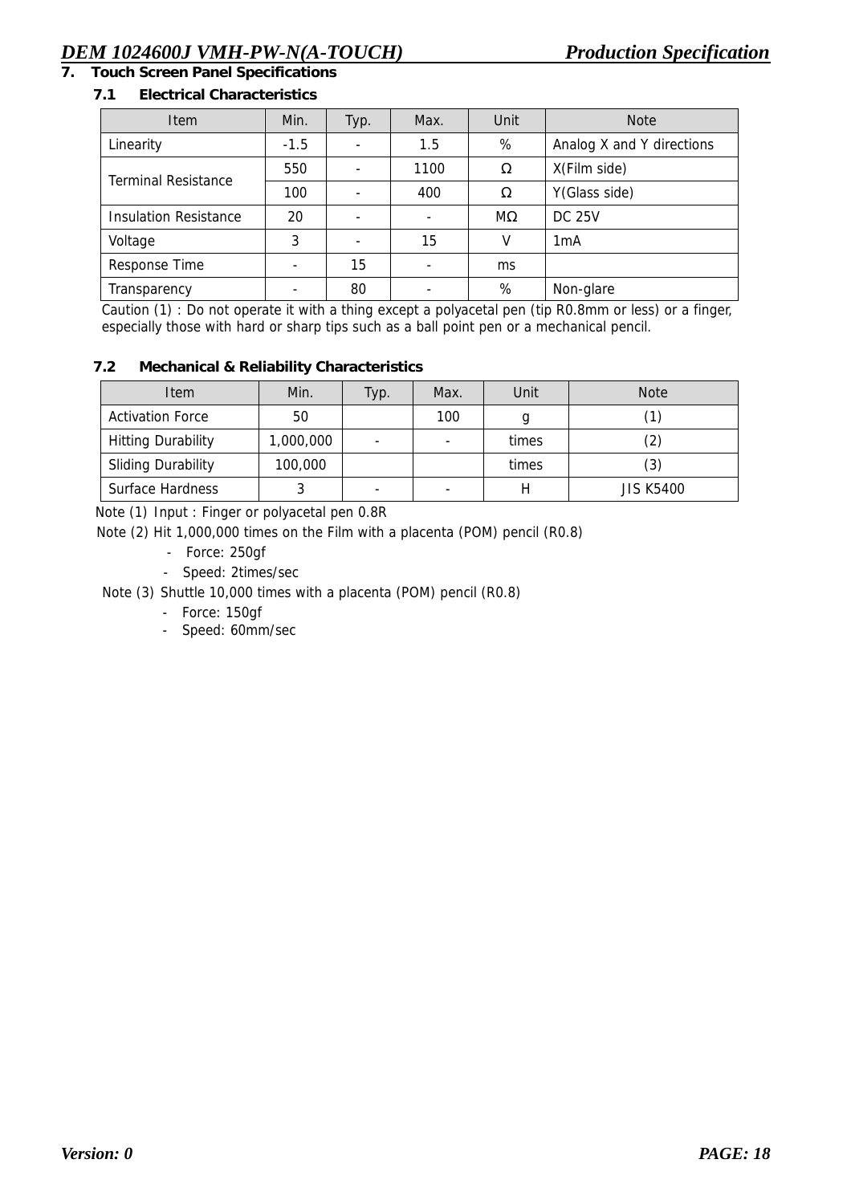# 7. Touch Screen Panel Specifications

## 7.1 Electrical Characteristics

| Item | Min. | Typ. | Max. | Unit | Note |
|---|---|---|---|---|---|
| Linearity | -1.5 | - | 1.5 | % | Analog X and Y directions |
| Terminal Resistance | 550 | - | 1100 | Ω | X(Film side) |
| | 100 | - | 400 | Ω | Y(Glass side) |
| Insulation Resistance | 20 | - | - | MΩ | DC 25V |
| Voltage | 3 | - | 15 | V | 1mA |
| Response Time | - | 15 | - | ms | |
| Transparency | - | 80 | - | % | Non-glare |

Caution (1) : Do not operate it with a thing except a polyacetal pen (tip R0.8mm or less) or a finger, especially those with hard or sharp tips such as a ball point pen or a mechanical pencil.

## 7.2 Mechanical & Reliability Characteristics

| Item | Min. | Typ. | Max. | Unit | Note |
|---|---|---|---|---|---|
| Activation Force | 50 | | 100 | g | (1) |
| Hitting Durability | 1,000,000 | - | - | times | (2) |
| Sliding Durability | 100,000 | | | times | (3) |
| Surface Hardness | 3 | - | - | H | JIS K5400 |

Note (1) Input : Finger or polyacetal pen 0.8R

Note (2) Hit 1,000,000 times on the Film with a placenta (POM) pencil (R0.8)

- Force: 250gf
- Speed: 2times/sec

Note (3) Shuttle 10,000 times with a placenta (POM) pencil (R0.8)

- Force: 150gf
- Speed: 60mm/sec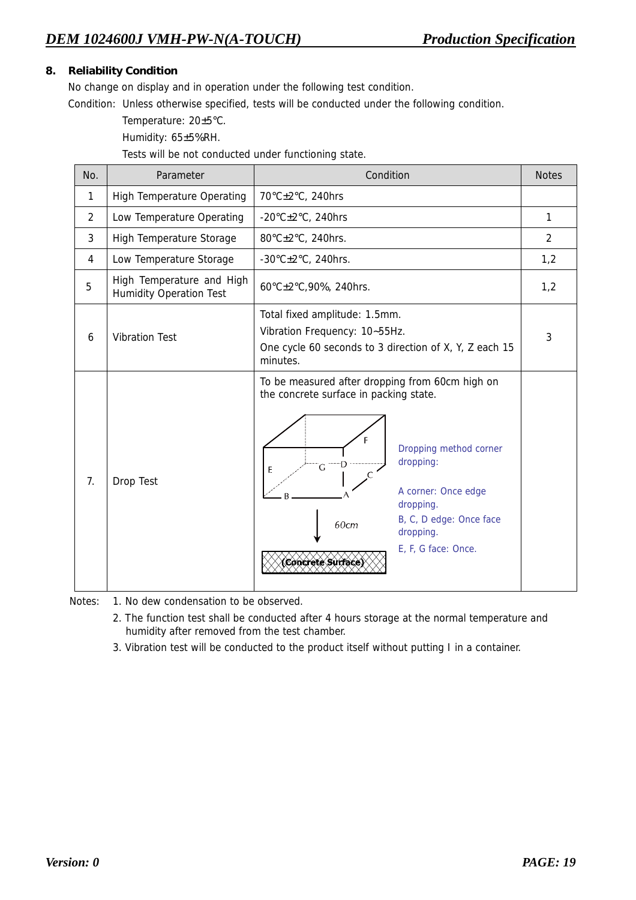## 8. Reliability Condition

No change on display and in operation under the following test condition.

Condition: Unless otherwise specified, tests will be conducted under the following condition.

Temperature: 20±5℃.

Humidity: 65±5%RH.

Tests will be not conducted under functioning state.

| No. | Parameter | Condition | Notes |
|---|---|---|---|
| 1 | High Temperature Operating | 70℃±2℃, 240hrs | |
| 2 | Low Temperature Operating | -20℃±2℃, 240hrs | 1 |
| 3 | High Temperature Storage | 80℃±2℃, 240hrs. | 2 |
| 4 | Low Temperature Storage | -30℃±2℃, 240hrs. | 1,2 |
| 5 | High Temperature and High Humidity Operation Test | 60℃±2℃,90%, 240hrs. | 1,2 |
| 6 | Vibration Test | Total fixed amplitude: 1.5mm.<br>Vibration Frequency: 10~55Hz.<br>One cycle 60 seconds to 3 direction of X, Y, Z each 15 minutes. | 3 |
| 7. | Drop Test | To be measured after dropping from 60cm high on the concrete surface in packing state.<br>(Diagram: box with corners/edges/faces A, B, C, D, E, F, G; 60cm; Concrete Surface)<br>Dropping method corner dropping:<br>A corner: Once edge dropping.<br>B, C, D edge: Once face dropping.<br>E, F, G face: Once. | |

Notes:
1. No dew condensation to be observed.
2. The function test shall be conducted after 4 hours storage at the normal temperature and humidity after removed from the test chamber.
3. Vibration test will be conducted to the product itself without putting I in a container.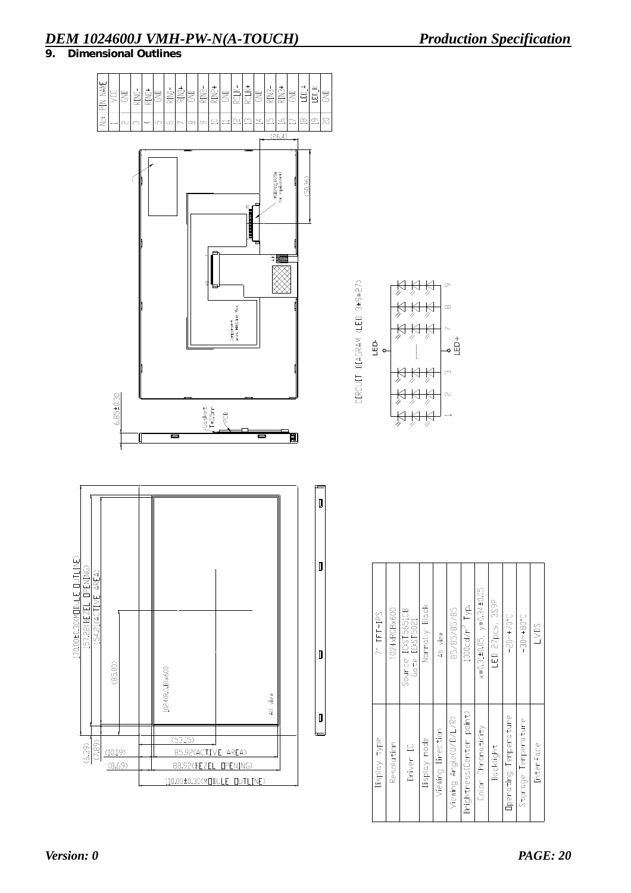## 9. Dimensional Outlines

| No. | PIN NAME |
|---|---|
| 1 | VCC |
| 2 | GND |
| 3 | RIN0- |
| 4 | RIN0+ |
| 5 | GND |
| 6 | RIN1- |
| 7 | RIN1+ |
| 8 | GND |
| 9 | RIN2- |
| 10 | RIN2+ |
| 11 | GND |
| 12 | RCLK- |
| 13 | RCLK+ |
| 14 | GND |
| 15 | RIN3- |
| 16 | RIN3+ |
| 17 | GND |
| 18 | LED_A |
| 19 | LED_K |
| 20 | GND |

(26.4)

(50.36)

KDE20020A (or equivalent)

Component area H≤1.6mm Max

6.85±0.30

Gasket T=0.5mm

PCB

CIRCUIT DIAGRAM (LED 3*9=27)

LED-

LED+

170.00±0.30(MODULE OUTLINE)

157.22(BEZEL OPENING)

154.21(ACTIVE AREA)

(85.00)

1024(RGB)x600

All view

(6.39)

(7.89)

(10.19)

(8.69)

(53.15)

85.92(ACTIVE AREA)

88.92(BEZEL OPENING)

110.00±0.30(MODULE OUTLINE)

| Item | Specification |
|---|---|
| Display type | 7" TFT-IPS |
| Resolution | 1024xRGBx600 |
| Driver IC | Source IC:ST5651CB Gate IC:ST5021 |
| Display mode | Normally Black |
| Viewing Direction | All view |
| Viewing Angle(U/D/L/R) | 85/85/85/85 |
| Brightness(Center point) | 1000cd/m² Typ. |
| Color Chromaticity | x=0.31±0.05, y=0.34±0.05 |
| Backlight | LED 27pcs, 3S9P |
| Operating Temperature | -20~+70°C |
| Storage Temperature | -30~+80°C |
| Interface | LVDS |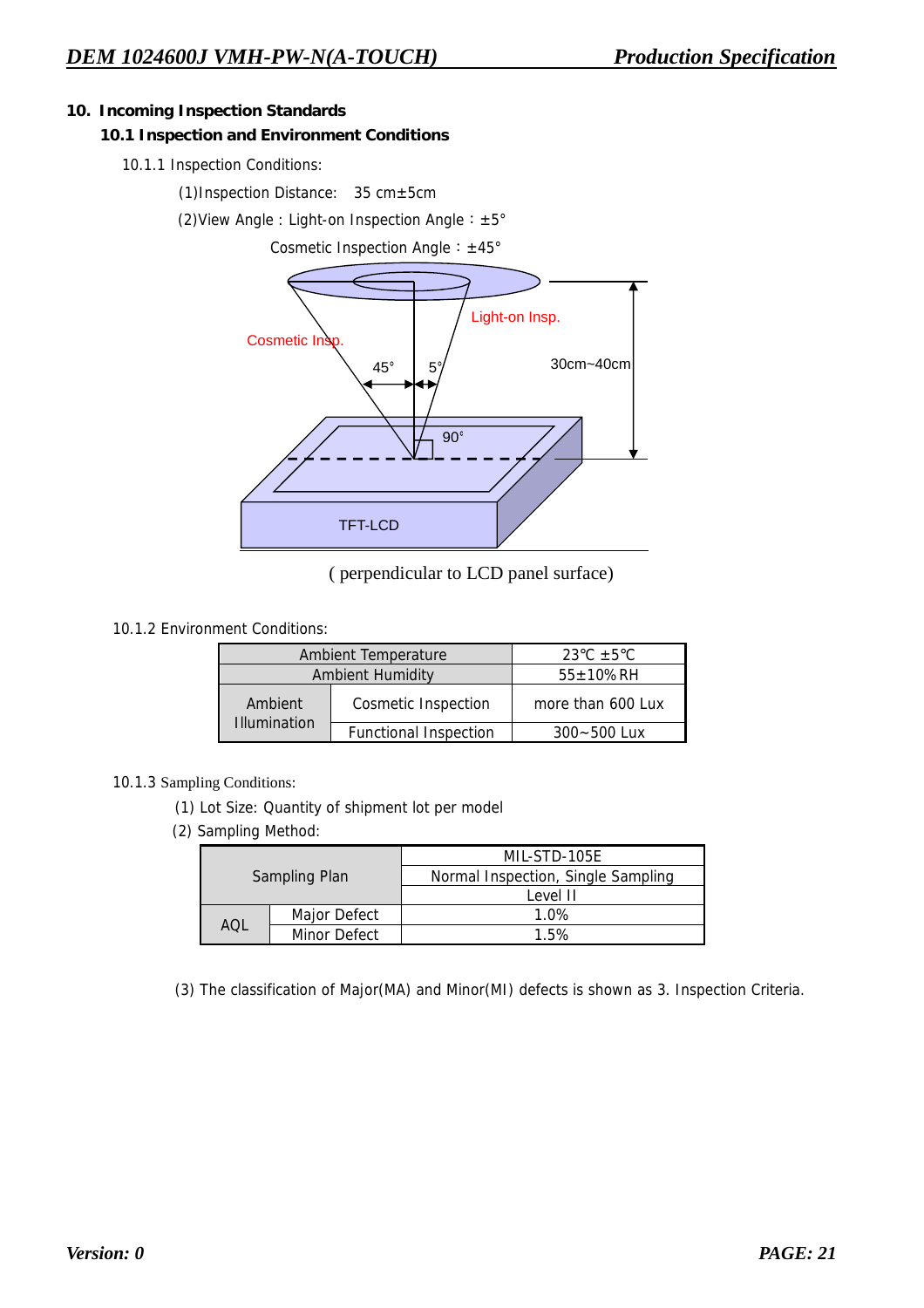## 10. Incoming Inspection Standards

### 10.1 Inspection and Environment Conditions

10.1.1 Inspection Conditions:

(1)Inspection Distance: 35 cm±5cm

(2)View Angle : Light-on Inspection Angle：±5°

Cosmetic Inspection Angle：±45°

( perpendicular to LCD panel surface)

10.1.2 Environment Conditions:

| Ambient Temperature | | 23℃ ±5℃ |
|---|---|---|
| Ambient Humidity | | 55±10%RH |
| Ambient Illumination | Cosmetic Inspection | more than 600 Lux |
| | Functional Inspection | 300~500 Lux |

10.1.3 Sampling Conditions:

(1) Lot Size: Quantity of shipment lot per model

(2) Sampling Method:

| Sampling Plan | | MIL-STD-105E |
|---|---|---|
| | | Normal Inspection, Single Sampling |
| | | Level II |
| AQL | Major Defect | 1.0% |
| | Minor Defect | 1.5% |

(3) The classification of Major(MA) and Minor(MI) defects is shown as 3. Inspection Criteria.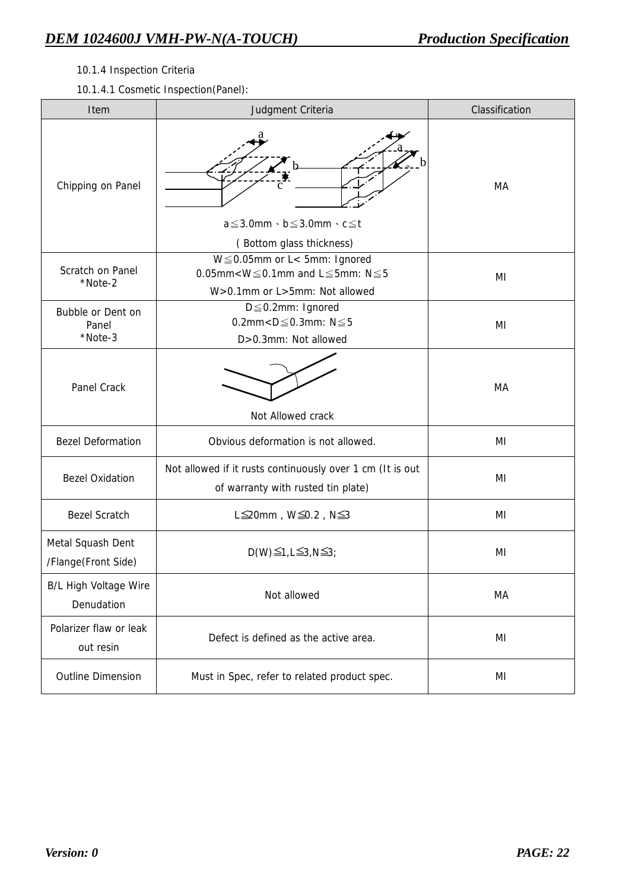10.1.4 Inspection Criteria

10.1.4.1 Cosmetic Inspection(Panel):

| Item | Judgment Criteria | Classification |
|---|---|---|
| Chipping on Panel | a≦3.0mm、b≦3.0mm、c≦t ( Bottom glass thickness) | MA |
| Scratch on Panel *Note-2 | W≦0.05mm or L< 5mm: Ignored<br>0.05mm<W≦0.1mm and L≦5mm: N≦5<br>W>0.1mm or L>5mm: Not allowed | MI |
| Bubble or Dent on Panel *Note-3 | D≦0.2mm: Ignored<br>0.2mm<D≦0.3mm: N≦5<br>D>0.3mm: Not allowed | MI |
| Panel Crack | Not Allowed crack | MA |
| Bezel Deformation | Obvious deformation is not allowed. | MI |
| Bezel Oxidation | Not allowed if it rusts continuously over 1 cm (It is out of warranty with rusted tin plate) | MI |
| Bezel Scratch | L≦20mm , W≦0.2 , N≦3 | MI |
| Metal Squash Dent /Flange(Front Side) | D(W)≦1,L≦3,N≦3; | MI |
| B/L High Voltage Wire Denudation | Not allowed | MA |
| Polarizer flaw or leak out resin | Defect is defined as the active area. | MI |
| Outline Dimension | Must in Spec, refer to related product spec. | MI |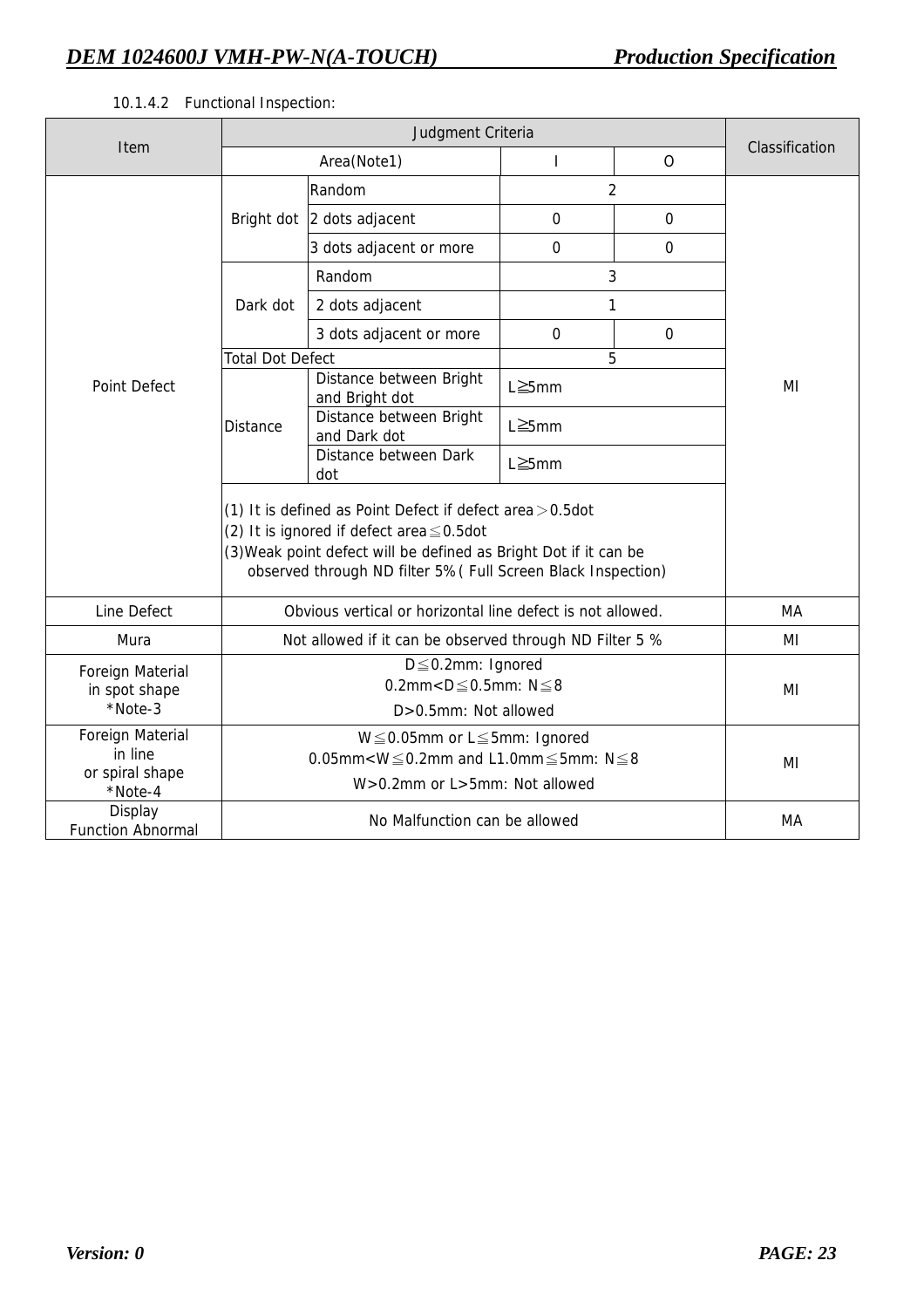10.1.4.2 Functional Inspection:

| Item | Judgment Criteria | | | | Classification |
|---|---|---|---|---|---|
| | Area(Note1) | | I | O | |
| Point Defect | Bright dot | Random | 2 | | MI |
| | | 2 dots adjacent | 0 | 0 | |
| | | 3 dots adjacent or more | 0 | 0 | |
| | Dark dot | Random | 3 | | |
| | | 2 dots adjacent | 1 | | |
| | | 3 dots adjacent or more | 0 | 0 | |
| | Total Dot Defect | | 5 | | |
| | Distance | Distance between Bright and Bright dot | L≧5mm | | |
| | | Distance between Bright and Dark dot | L≧5mm | | |
| | | Distance between Dark dot | L≧5mm | | |
| | (1) It is defined as Point Defect if defect area＞0.5dot<br>(2) It is ignored if defect area≦0.5dot<br>(3)Weak point defect will be defined as Bright Dot if it can be observed through ND filter 5%( Full Screen Black Inspection) | | | | |
| Line Defect | Obvious vertical or horizontal line defect is not allowed. | | | | MA |
| Mura | Not allowed if it can be observed through ND Filter 5 % | | | | MI |
| Foreign Material in spot shape *Note-3 | D≦0.2mm: Ignored<br>0.2mm<D≦0.5mm: N≦8<br>D>0.5mm: Not allowed | | | | MI |
| Foreign Material in line or spiral shape *Note-4 | W≦0.05mm or L≦5mm: Ignored<br>0.05mm<W≦0.2mm and L1.0mm≦5mm: N≦8<br>W>0.2mm or L>5mm: Not allowed | | | | MI |
| Display Function Abnormal | No Malfunction can be allowed | | | | MA |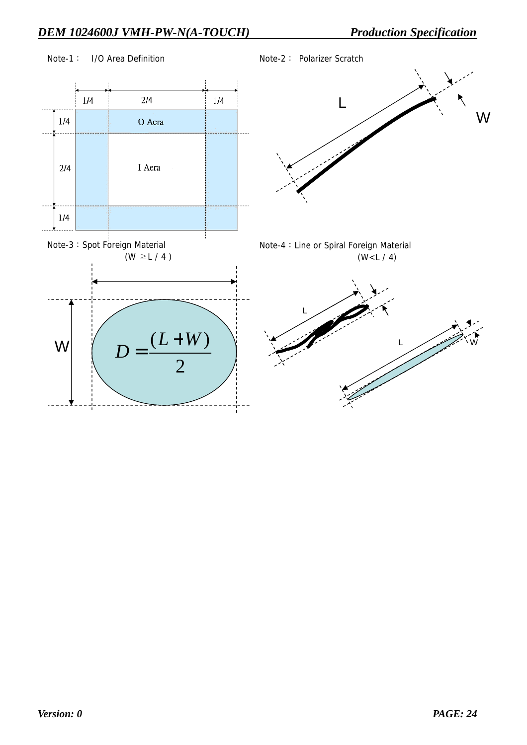Note-1： I/O Area Definition

1/4
2/4
1/4
1/4
O Aera
2/4
I Aera
1/4

Note-2： Polarizer Scratch

L
W

Note-3：Spot Foreign Material
(W ≧L / 4 )

W

$$D = \frac{(L + W)}{2}$$

Note-4：Line or Spiral Foreign Material
(W<L / 4)

L
L
W